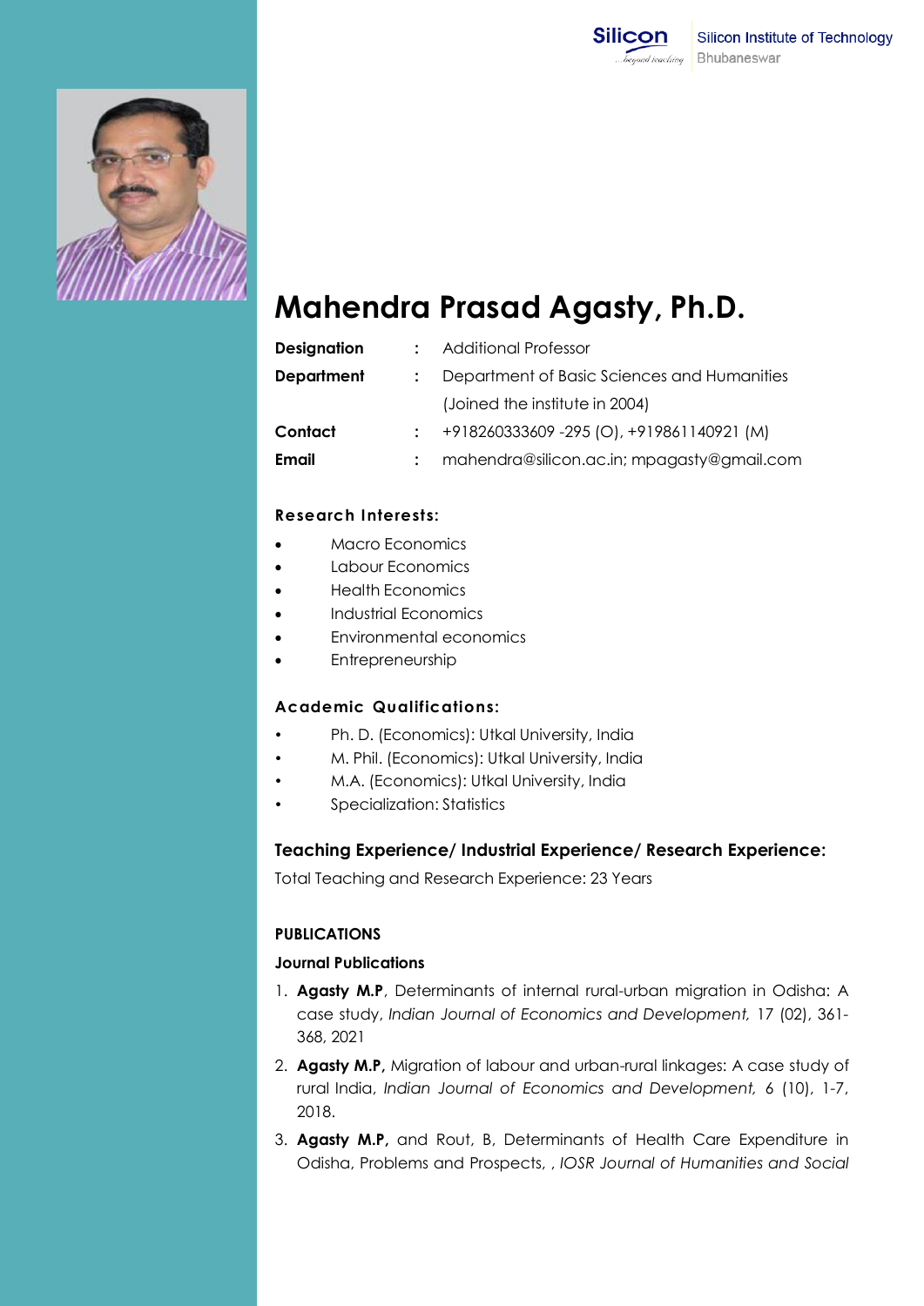Silicon Institute of Technology
Bhubaneswar

# Mahendra Prasad Agasty, Ph.D.

| | | |
|---|---|---|
| **Designation** | : | Additional Professor |
| **Department** | : | Department of Basic Sciences and Humanities (Joined the institute in 2004) |
| **Contact** | : | +918260333609 -295 (O), +919861140921 (M) |
| **Email** | : | mahendra@silicon.ac.in; mpagasty@gmail.com |

### Research Interests:

- Macro Economics
- Labour Economics
- Health Economics
- Industrial Economics
- Environmental economics
- Entrepreneurship

### Academic Qualifications:

- Ph. D. (Economics): Utkal University, India
- M. Phil. (Economics): Utkal University, India
- M.A. (Economics): Utkal University, India
- Specialization: Statistics

### Teaching Experience/ Industrial Experience/ Research Experience:

Total Teaching and Research Experience: 23 Years

## PUBLICATIONS

### Journal Publications

1. **Agasty M.P**, Determinants of internal rural-urban migration in Odisha: A case study, *Indian Journal of Economics and Development,* 17 (02), 361-368, 2021
2. **Agasty M.P,** Migration of labour and urban-rural linkages: A case study of rural India, *Indian Journal of Economics and Development,* 6 (10), 1-7, 2018.
3. **Agasty M.P,** and Rout, B, Determinants of Health Care Expenditure in Odisha, Problems and Prospects, , *IOSR Journal of Humanities and Social*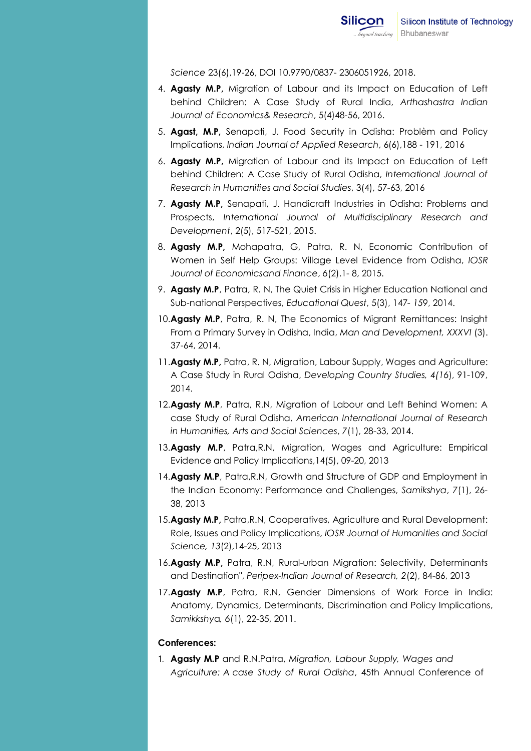*Science* 23(6),19-26, DOI 10.9790/0837- 2306051926, 2018.

4. **Agasty M.P,** Migration of Labour and its Impact on Education of Left behind Children: A Case Study of Rural India, *Arthashastra Indian Journal of Economics& Research*, 5(4)48-56, 2016.
5. **Agast, M.P,** Senapati, J. Food Security in Odisha: Problèm and Policy Implications, *Indian Journal of Applied Research*, 6(6),188 - 191, 2016
6. **Agasty M.P,** Migration of Labour and its Impact on Education of Left behind Children: A Case Study of Rural Odisha, *International Journal of Research in Humanities and Social Studies*, 3(4), 57-63, 2016
7. **Agasty M.P,** Senapati, J. Handicraft Industries in Odisha: Problems and Prospects, *International Journal of Multidisciplinary Research and Development*, 2(5), 517-521, 2015.
8. **Agasty M.P,** Mohapatra, G, Patra, R. N, Economic Contribution of Women in Self Help Groups: Village Level Evidence from Odisha, *IOSR Journal of Economicsand Finance*, 6(2).1- 8, 2015.
9. **Agasty M.P**, Patra, R. N, The Quiet Crisis in Higher Education National and Sub-national Perspectives, *Educational Quest*, 5(3), 147- *159*, 2014.
10. **Agasty M.P**, Patra, R. N, The Economics of Migrant Remittances: Insight From a Primary Survey in Odisha, India, *Man and Development, XXXVI* (3). 37-64, 2014.
11. **Agasty M.P,** Patra, R. N, Migration, Labour Supply, Wages and Agriculture: A Case Study in Rural Odisha, *Developing Country Studies, 4(16)*, 91-109, 2014.
12. **Agasty M.P**, Patra, R.N, Migration of Labour and Left Behind Women: A case Study of Rural Odisha, *American International Journal of Research in Humanities, Arts and Social Sciences*, *7*(1), 28-33, 2014.
13. **Agasty M.P**, Patra,R.N, Migration, Wages and Agriculture: Empirical Evidence and Policy Implications,14(5), 09-20, 2013
14. **Agasty M.P**, Patra,R.N, Growth and Structure of GDP and Employment in the Indian Economy: Performance and Challenges, *Samikshya*, *7*(1), 26-38, 2013
15. **Agasty M.P,** Patra,R.N, Cooperatives, Agriculture and Rural Development: Role, Issues and Policy Implications, *IOSR Journal of Humanities and Social Science, 13*(2),14-25, 2013
16. **Agasty M.P,** Patra, R.N, Rural-urban Migration: Selectivity, Determinants and Destination", *Peripex-Indian Journal of Research, 2*(2), 84-86, 2013
17. **Agasty M.P**, Patra, R.N, Gender Dimensions of Work Force in India: Anatomy, Dynamics, Determinants, Discrimination and Policy Implications, *Samikkshya,* 6(1), 22-35, 2011.

**Conferences:**

1. **Agasty M.P** and R.N.Patra, *Migration, Labour Supply, Wages and Agriculture: A case Study of Rural Odisha*, 45th Annual Conference of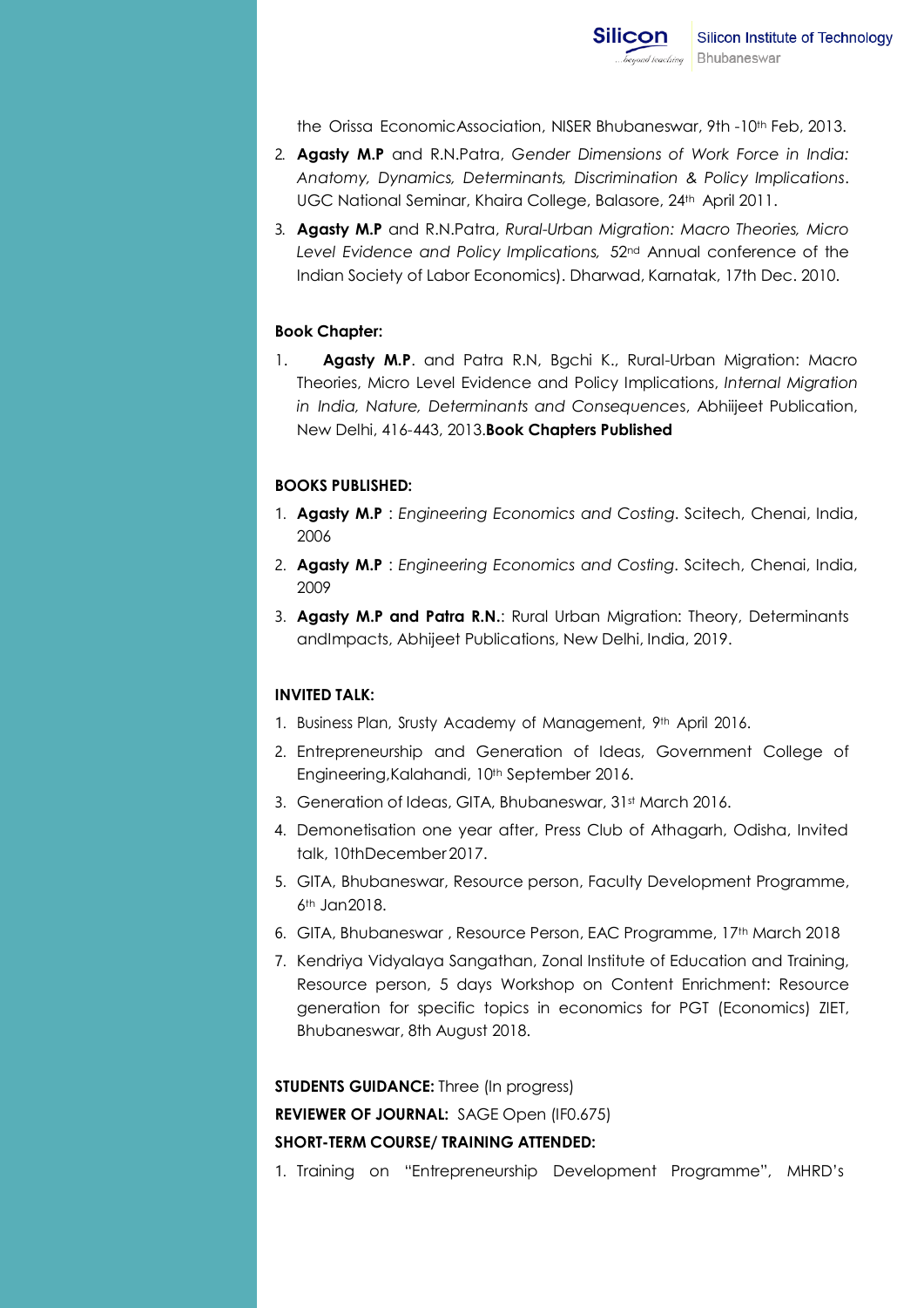the Orissa Economic Association, NISER Bhubaneswar, 9th -10th Feb, 2013.

2. **Agasty M.P** and R.N.Patra, *Gender Dimensions of Work Force in India: Anatomy, Dynamics, Determinants, Discrimination & Policy Implications*. UGC National Seminar, Khaira College, Balasore, 24th April 2011.
3. **Agasty M.P** and R.N.Patra, *Rural-Urban Migration: Macro Theories, Micro Level Evidence and Policy Implications,* 52nd Annual conference of the Indian Society of Labor Economics). Dharwad, Karnatak, 17th Dec. 2010.

**Book Chapter:**

1. **Agasty M.P**. and Patra R.N, Bgchi K., Rural-Urban Migration: Macro Theories, Micro Level Evidence and Policy Implications, *Internal Migration in India, Nature, Determinants and Consequences*, Abhiijeet Publication, New Delhi, 416-443, 2013.**Book Chapters Published**

**BOOKS PUBLISHED:**

1. **Agasty M.P** : *Engineering Economics and Costing*. Scitech, Chenai, India, 2006
2. **Agasty M.P** : *Engineering Economics and Costing*. Scitech, Chenai, India, 2009
3. **Agasty M.P and Patra R.N.**: Rural Urban Migration: Theory, Determinants andImpacts, Abhijeet Publications, New Delhi, India, 2019.

**INVITED TALK:**

1. Business Plan, Srusty Academy of Management, 9th April 2016.
2. Entrepreneurship and Generation of Ideas, Government College of Engineering,Kalahandi, 10th September 2016.
3. Generation of Ideas, GITA, Bhubaneswar, 31st March 2016.
4. Demonetisation one year after, Press Club of Athagarh, Odisha, Invited talk, 10thDecember 2017.
5. GITA, Bhubaneswar, Resource person, Faculty Development Programme, 6th Jan2018.
6. GITA, Bhubaneswar , Resource Person, EAC Programme, 17th March 2018
7. Kendriya Vidyalaya Sangathan, Zonal Institute of Education and Training, Resource person, 5 days Workshop on Content Enrichment: Resource generation for specific topics in economics for PGT (Economics) ZIET, Bhubaneswar, 8th August 2018.

**STUDENTS GUIDANCE:** Three (In progress)

**REVIEWER OF JOURNAL:** SAGE Open (IF0.675)

**SHORT-TERM COURSE/ TRAINING ATTENDED:**

1. Training on "Entrepreneurship Development Programme", MHRD's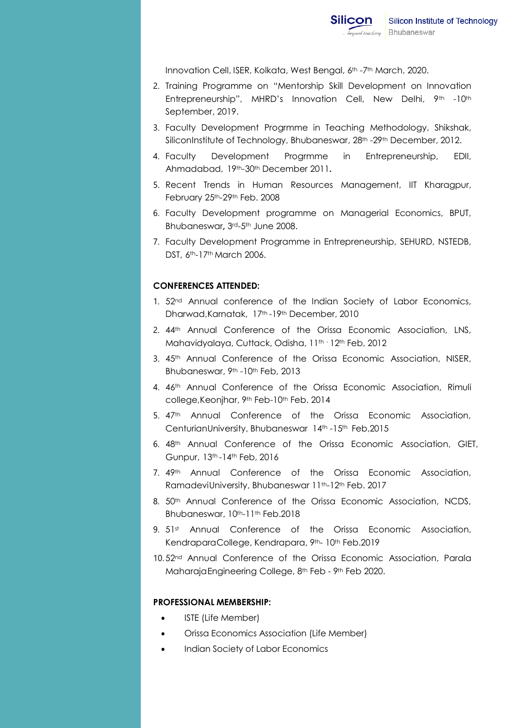Innovation Cell, ISER, Kolkata, West Bengal, 6th -7th March, 2020.

2. Training Programme on "Mentorship Skill Development on Innovation Entrepreneurship", MHRD's Innovation Cell, New Delhi, 9th -10th September, 2019.
3. Faculty Development Progrmme in Teaching Methodology, Shikshak, SiliconInstitute of Technology, Bhubaneswar, 28th -29th December, 2012.
4. Faculty Development Progrmme in Entrepreneurship, EDII, Ahmadabad, 19th-30th December 2011.
5. Recent Trends in Human Resources Management, IIT Kharagpur, February 25th-29th Feb. 2008
6. Faculty Development programme on Managerial Economics, BPUT, Bhubaneswar, 3rd-5th June 2008.
7. Faculty Development Programme in Entrepreneurship, SEHURD, NSTEDB, DST, 6th-17th March 2006.

**CONFERENCES ATTENDED:**

1. 52nd Annual conference of the Indian Society of Labor Economics, Dharwad,Karnatak, 17th -19th December, 2010
2. 44th Annual Conference of the Orissa Economic Association, LNS, Mahavidyalaya, Cuttack, Odisha, 11th - 12th Feb, 2012
3. 45th Annual Conference of the Orissa Economic Association, NISER, Bhubaneswar, 9th -10th Feb, 2013
4. 46th Annual Conference of the Orissa Economic Association, Rimuli college,Keonjhar, 9th Feb-10th Feb. 2014
5. 47th Annual Conference of the Orissa Economic Association, CenturianUniversity, Bhubaneswar 14th -15th Feb,2015
6. 48th Annual Conference of the Orissa Economic Association, GIET, Gunpur, 13th -14th Feb, 2016
7. 49th Annual Conference of the Orissa Economic Association, RamadeviUniversity, Bhubaneswar 11th-12th Feb. 2017
8. 50th Annual Conference of the Orissa Economic Association, NCDS, Bhubaneswar, 10th-11th Feb.2018
9. 51st Annual Conference of the Orissa Economic Association, KendraparaCollege, Kendrapara, 9th- 10th Feb.2019
10. 52nd Annual Conference of the Orissa Economic Association, Parala MaharajaEngineering College, 8th Feb - 9th Feb 2020.

**PROFESSIONAL MEMBERSHIP:**

- ISTE (Life Member)
- Orissa Economics Association (Life Member)
- Indian Society of Labor Economics